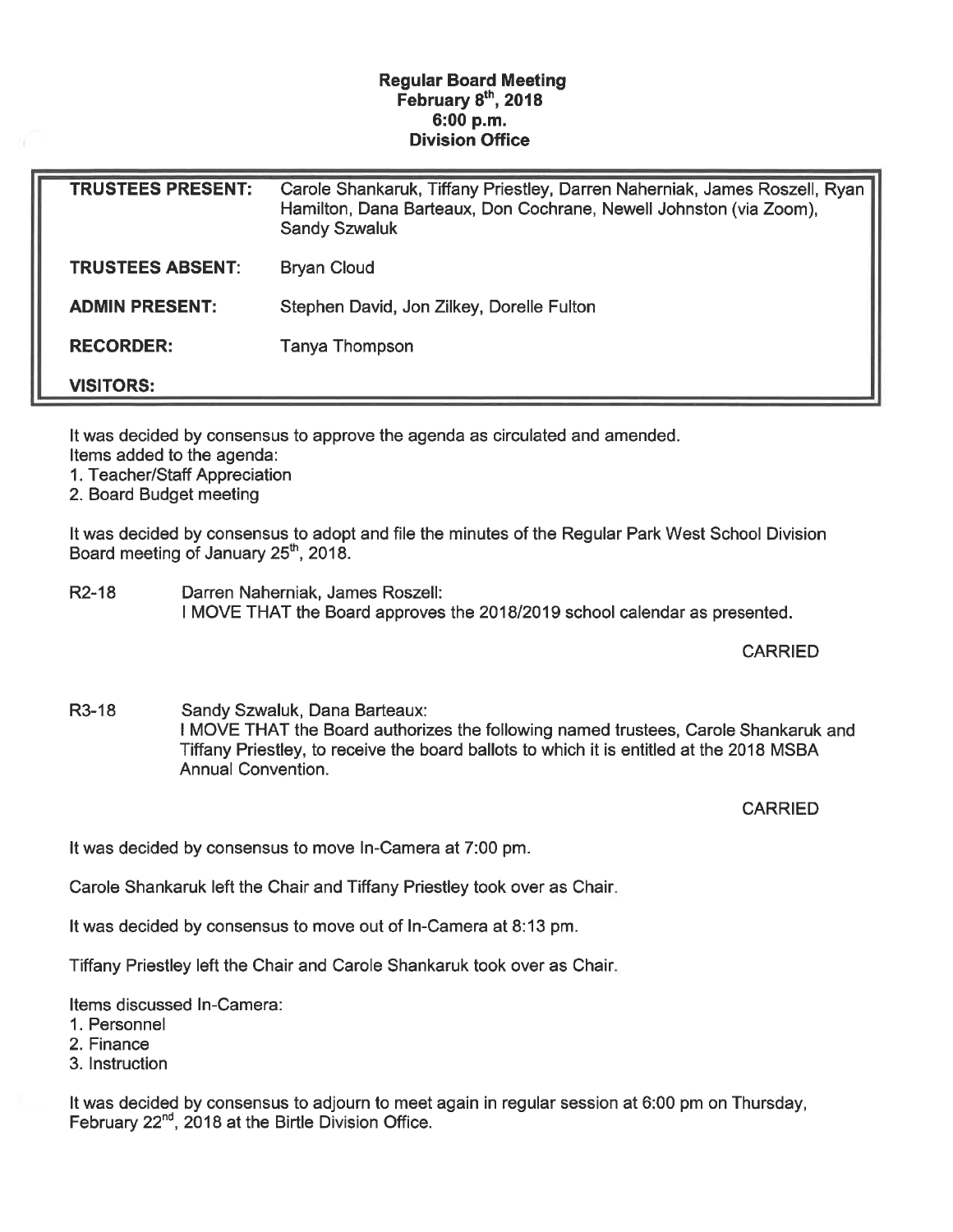**Regular Board Meeting**
**February 8th, 2018**
**6:00 p.m.**
**Division Office**

| | |
|---|---|
| **TRUSTEES PRESENT:** | Carole Shankaruk, Tiffany Priestley, Darren Naherniak, James Roszell, Ryan Hamilton, Dana Barteaux, Don Cochrane, Newell Johnston (via Zoom), Sandy Szwaluk |
| **TRUSTEES ABSENT:** | Bryan Cloud |
| **ADMIN PRESENT:** | Stephen David, Jon Zilkey, Dorelle Fulton |
| **RECORDER:** | Tanya Thompson |
| **VISITORS:** | |

It was decided by consensus to approve the agenda as circulated and amended.
Items added to the agenda:
1. Teacher/Staff Appreciation
2. Board Budget meeting

It was decided by consensus to adopt and file the minutes of the Regular Park West School Division Board meeting of January 25th, 2018.

R2-18 Darren Naherniak, James Roszell:
I MOVE THAT the Board approves the 2018/2019 school calendar as presented.

CARRIED

R3-18 Sandy Szwaluk, Dana Barteaux:
I MOVE THAT the Board authorizes the following named trustees, Carole Shankaruk and Tiffany Priestley, to receive the board ballots to which it is entitled at the 2018 MSBA Annual Convention.

CARRIED

It was decided by consensus to move In-Camera at 7:00 pm.

Carole Shankaruk left the Chair and Tiffany Priestley took over as Chair.

It was decided by consensus to move out of In-Camera at 8:13 pm.

Tiffany Priestley left the Chair and Carole Shankaruk took over as Chair.

Items discussed In-Camera:
1. Personnel
2. Finance
3. Instruction

It was decided by consensus to adjourn to meet again in regular session at 6:00 pm on Thursday, February 22nd, 2018 at the Birtle Division Office.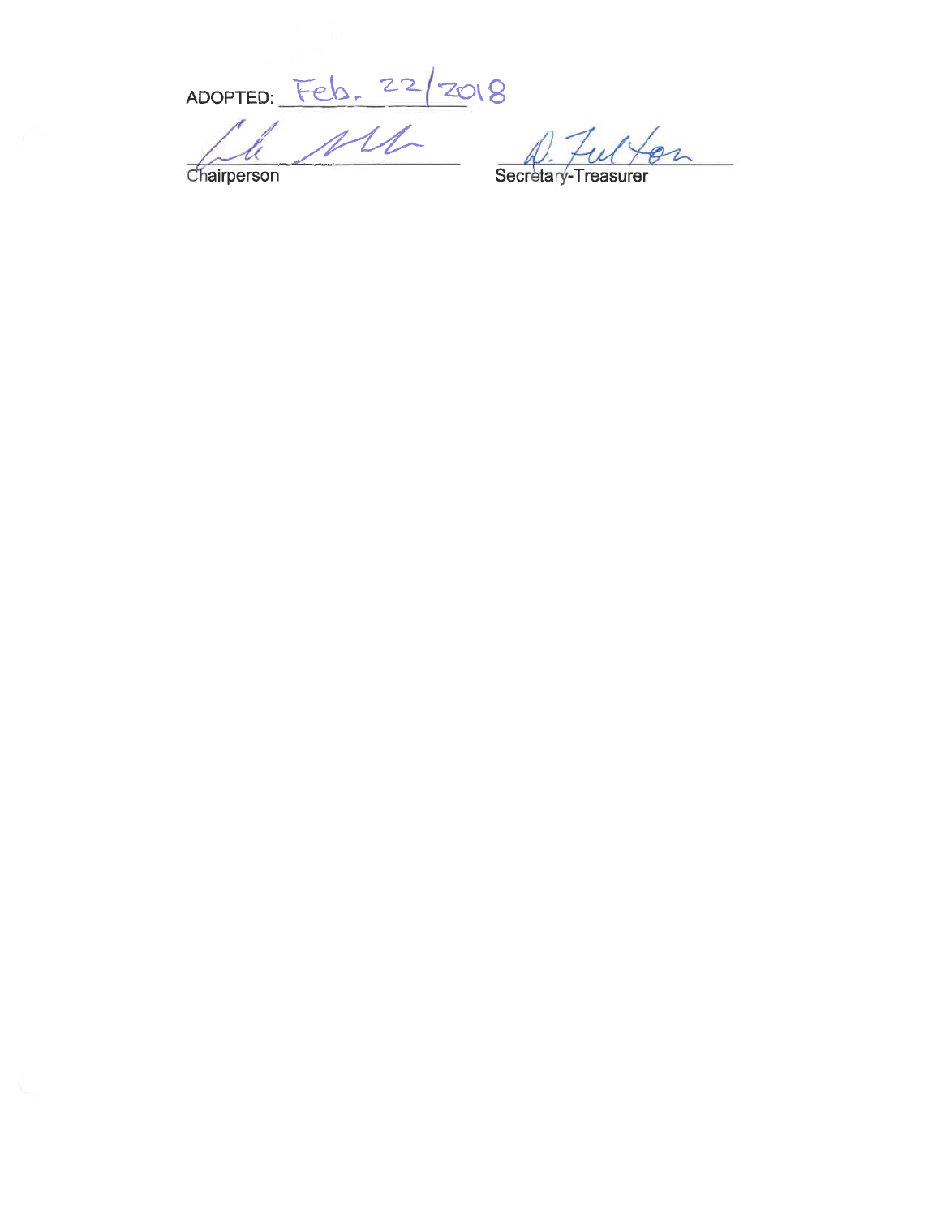ADOPTED: Feb. 22/2018

Chairperson

Secretary-Treasurer